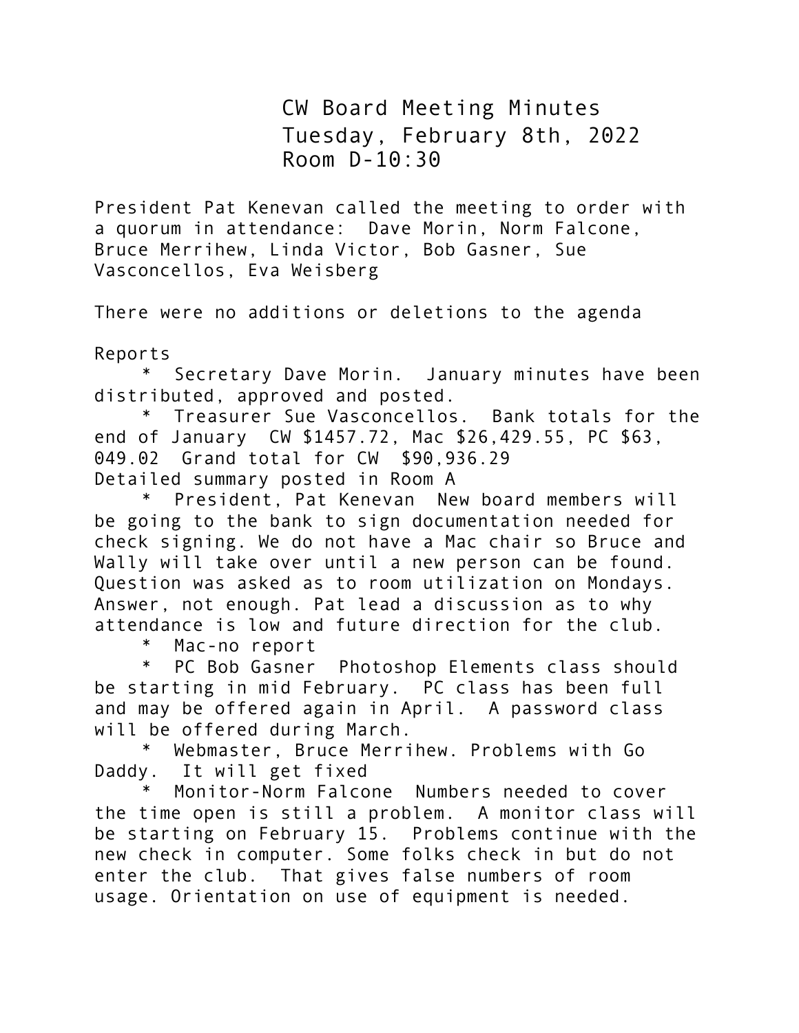# CW Board Meeting Minutes
## Tuesday, February 8th, 2022
## Room D-10:30

President Pat Kenevan called the meeting to order with a quorum in attendance: Dave Morin, Norm Falcone, Bruce Merrihew, Linda Victor, Bob Gasner, Sue Vasconcellos, Eva Weisberg

There were no additions or deletions to the agenda

Reports

- Secretary Dave Morin. January minutes have been distributed, approved and posted.
- Treasurer Sue Vasconcellos. Bank totals for the end of January CW $1457.72, Mac $26,429.55, PC $63, 049.02 Grand total for CW $90,936.29
Detailed summary posted in Room A
- President, Pat Kenevan New board members will be going to the bank to sign documentation needed for check signing. We do not have a Mac chair so Bruce and Wally will take over until a new person can be found. Question was asked as to room utilization on Mondays. Answer, not enough. Pat lead a discussion as to why attendance is low and future direction for the club.
- Mac-no report
- PC Bob Gasner Photoshop Elements class should be starting in mid February. PC class has been full and may be offered again in April. A password class will be offered during March.
- Webmaster, Bruce Merrihew. Problems with Go Daddy. It will get fixed
- Monitor-Norm Falcone Numbers needed to cover the time open is still a problem. A monitor class will be starting on February 15. Problems continue with the new check in computer. Some folks check in but do not enter the club. That gives false numbers of room usage. Orientation on use of equipment is needed.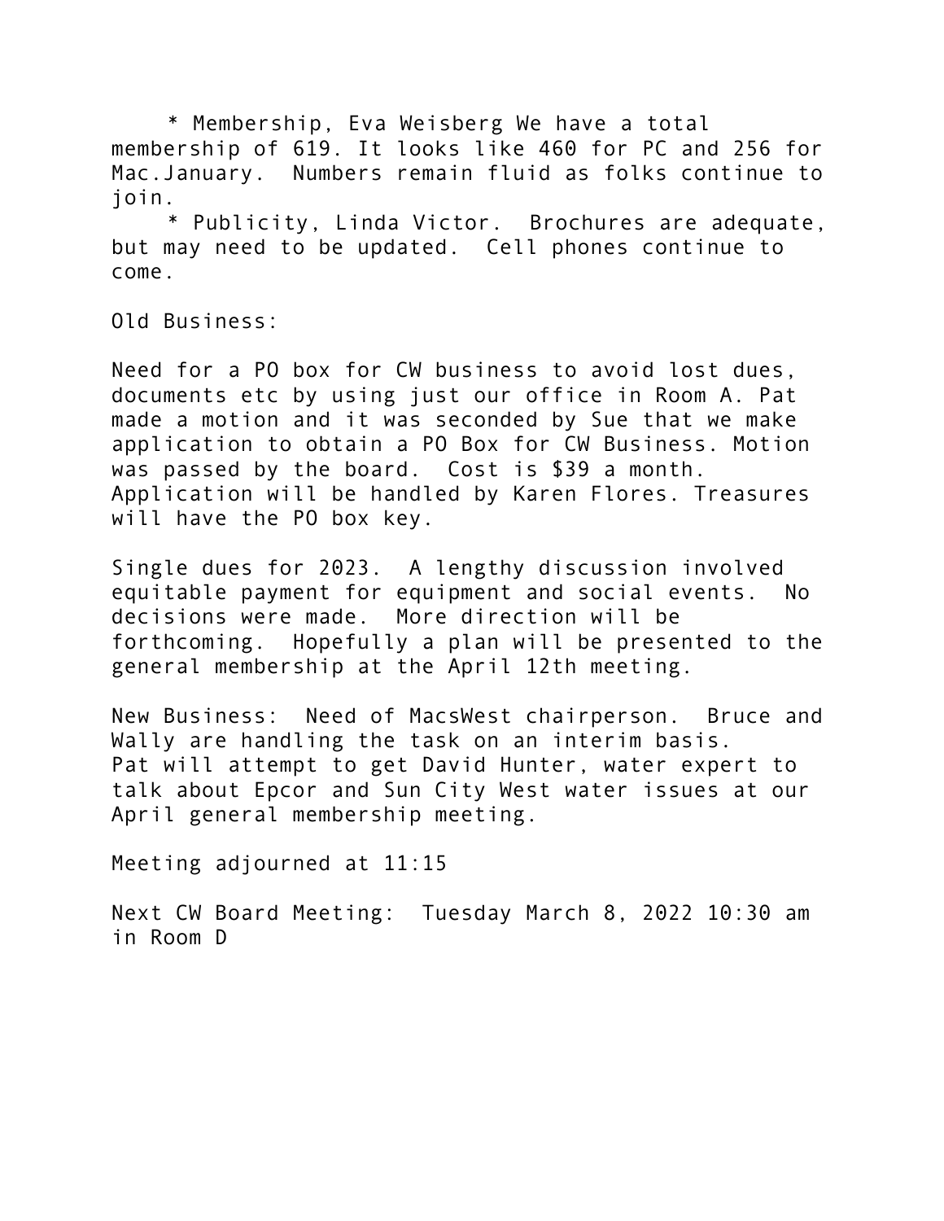* Membership, Eva Weisberg We have a total membership of 619. It looks like 460 for PC and 256 for Mac.January.  Numbers remain fluid as folks continue to join.
* Publicity, Linda Victor.  Brochures are adequate, but may need to be updated.  Cell phones continue to come.

Old Business:

Need for a PO box for CW business to avoid lost dues, documents etc by using just our office in Room A. Pat made a motion and it was seconded by Sue that we make application to obtain a PO Box for CW Business. Motion was passed by the board.  Cost is $39 a month. Application will be handled by Karen Flores. Treasures will have the PO box key.

Single dues for 2023.  A lengthy discussion involved equitable payment for equipment and social events.  No decisions were made.  More direction will be forthcoming.  Hopefully a plan will be presented to the general membership at the April 12th meeting.

New Business:  Need of MacsWest chairperson.  Bruce and Wally are handling the task on an interim basis.
Pat will attempt to get David Hunter, water expert to talk about Epcor and Sun City West water issues at our April general membership meeting.

Meeting adjourned at 11:15

Next CW Board Meeting:  Tuesday March 8, 2022 10:30 am in Room D